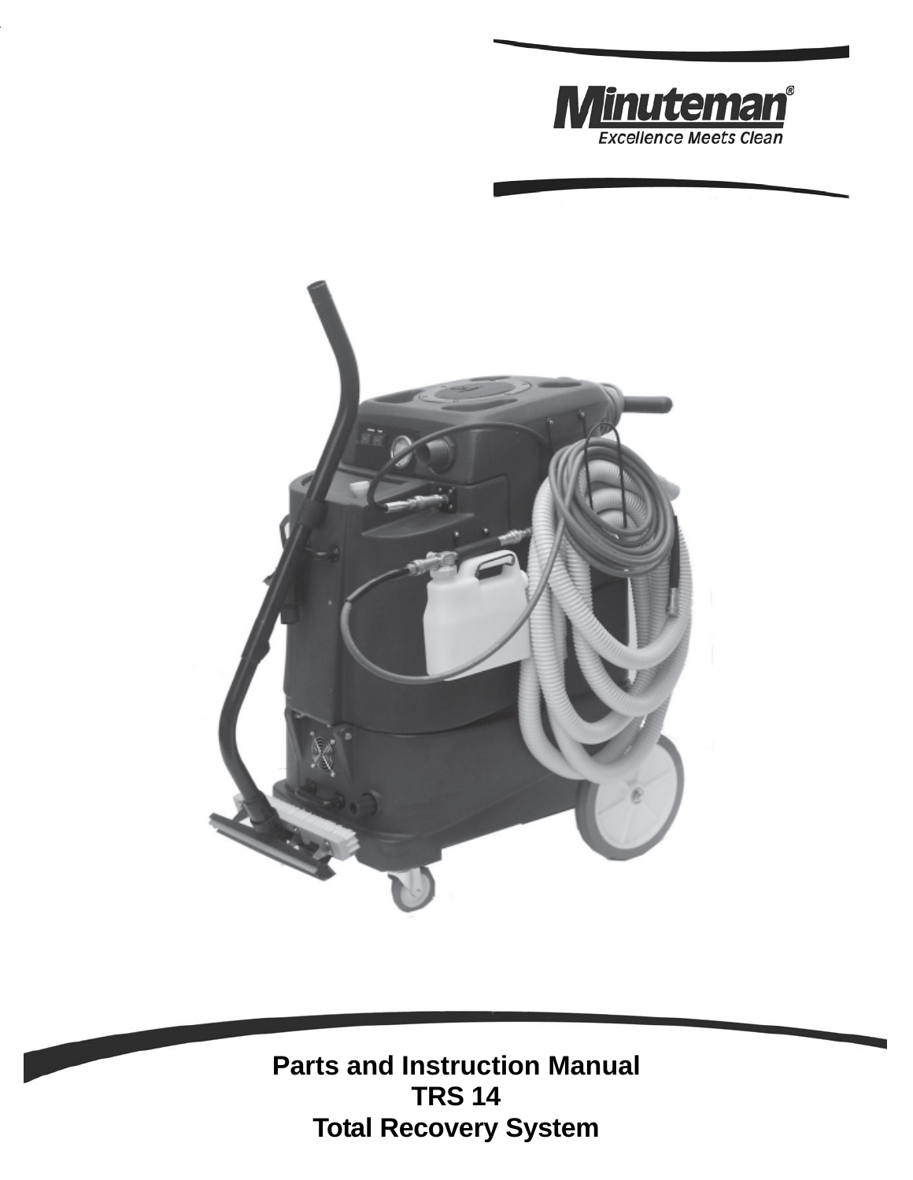Minuteman®

Excellence Meets Clean

**Parts and Instruction Manual**

**TRS 14**

**Total Recovery System**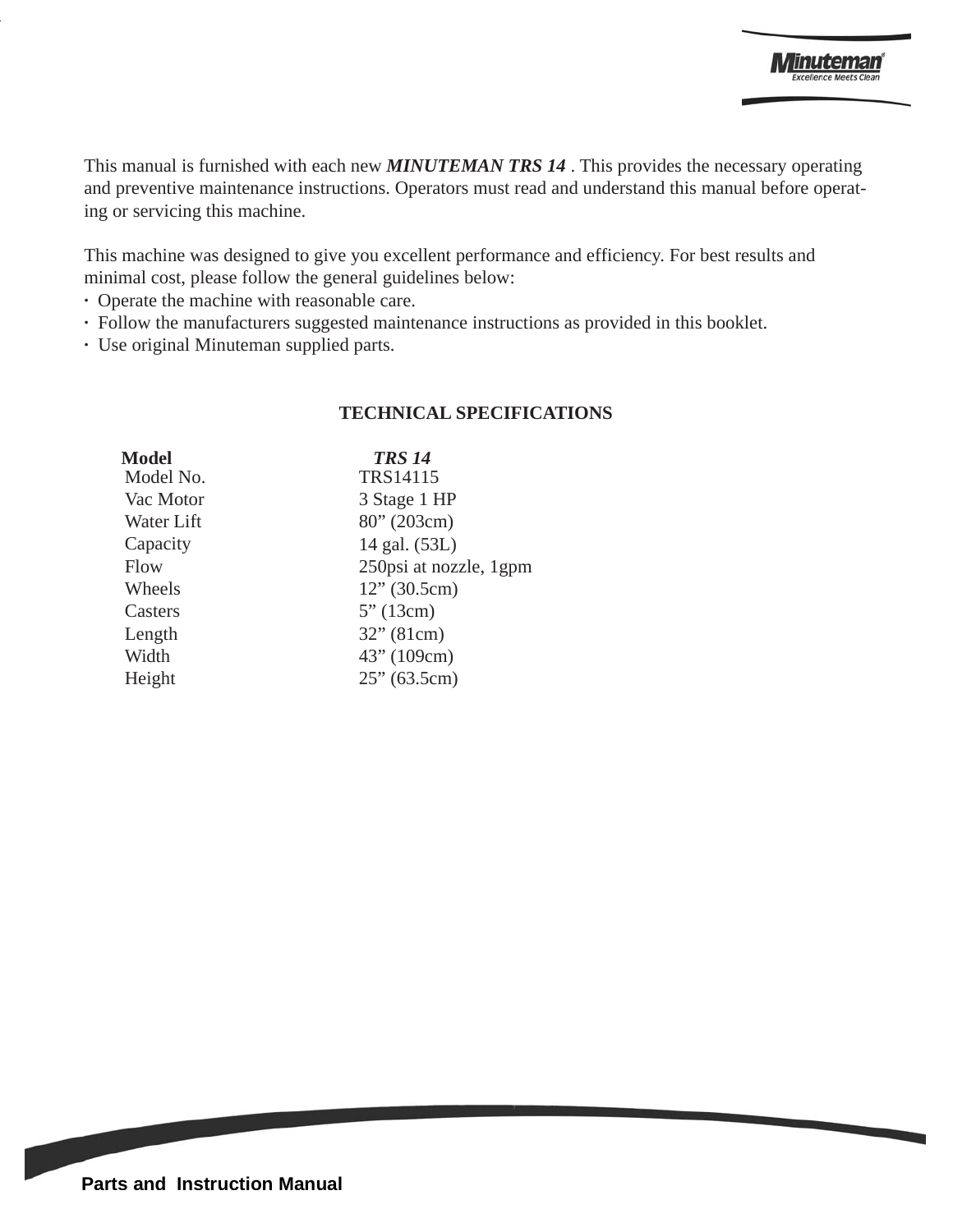This manual is furnished with each new ***MINUTEMAN TRS 14*** . This provides the necessary operating and preventive maintenance instructions. Operators must read and understand this manual before operating or servicing this machine.

This machine was designed to give you excellent performance and efficiency. For best results and minimal cost, please follow the general guidelines below:

- Operate the machine with reasonable care.
- Follow the manufacturers suggested maintenance instructions as provided in this booklet.
- Use original Minuteman supplied parts.

## TECHNICAL SPECIFICATIONS

| **Model** | ***TRS 14*** |
|---|---|
| Model No. | TRS14115 |
| Vac Motor | 3 Stage 1 HP |
| Water Lift | 80” (203cm) |
| Capacity | 14 gal. (53L) |
| Flow | 250psi at nozzle, 1gpm |
| Wheels | 12” (30.5cm) |
| Casters | 5” (13cm) |
| Length | 32” (81cm) |
| Width | 43” (109cm) |
| Height | 25” (63.5cm) |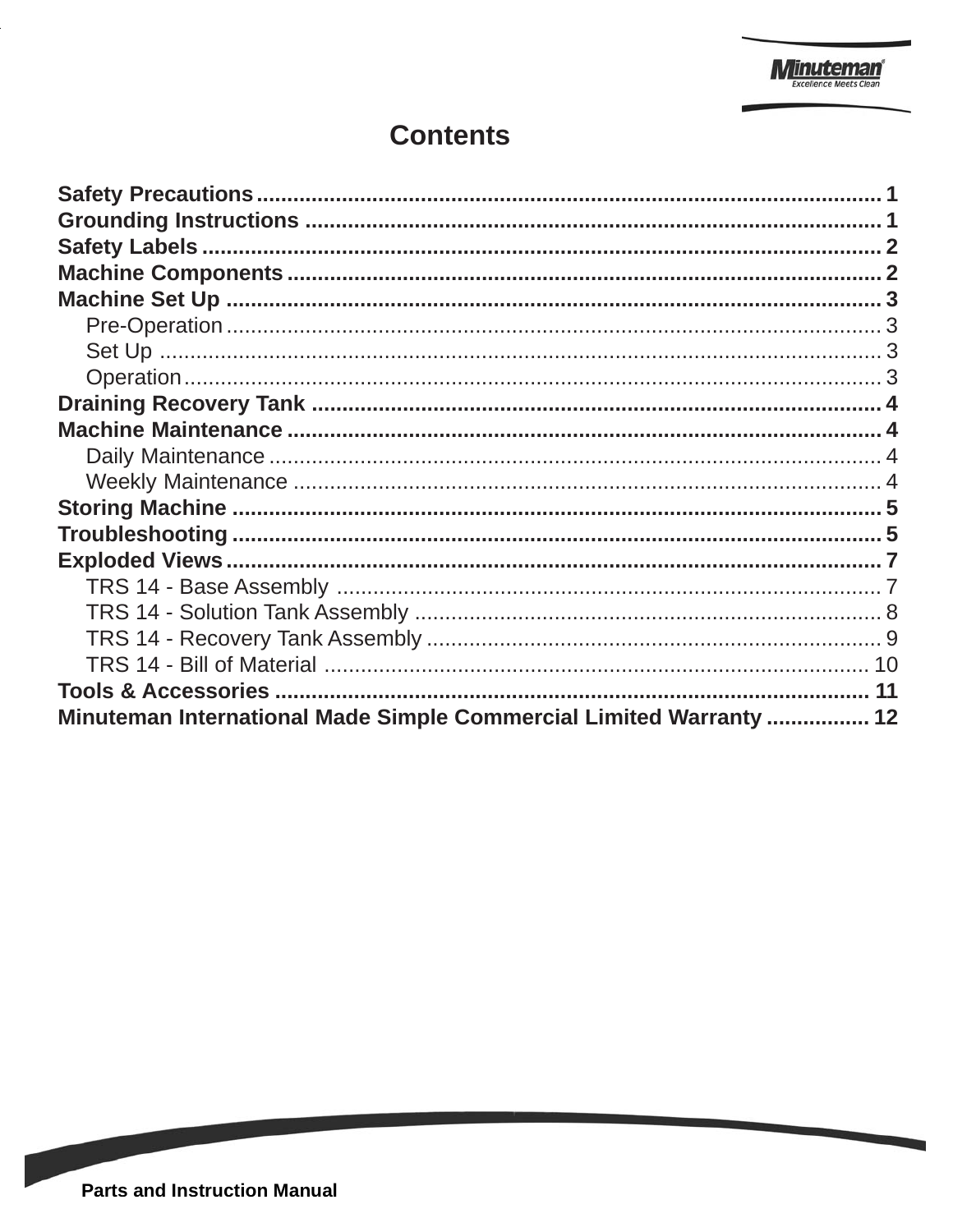# Contents

**Safety Precautions** ........................................................................................ **1**
**Grounding Instructions** ................................................................................ **1**
**Safety Labels** ................................................................................................ **2**
**Machine Components** .................................................................................. **2**
**Machine Set Up** ............................................................................................ **3**
- Pre-Operation ................................................................................................ 3
- Set Up ........................................................................................................... 3
- Operation ...................................................................................................... 3

**Draining Recovery Tank** .............................................................................. **4**
**Machine Maintenance** .................................................................................. **4**
- Daily Maintenance ........................................................................................ 4
- Weekly Maintenance ..................................................................................... 4

**Storing Machine** ........................................................................................... **5**
**Troubleshooting** ........................................................................................... **5**
**Exploded Views** ............................................................................................ **7**
- TRS 14 - Base Assembly ............................................................................... 7
- TRS 14 - Solution Tank Assembly ................................................................ 8
- TRS 14 - Recovery Tank Assembly ............................................................... 9
- TRS 14 - Bill of Material ............................................................................... 10

**Tools & Accessories** .................................................................................... **11**
**Minuteman International Made Simple Commercial Limited Warranty** ................. **12**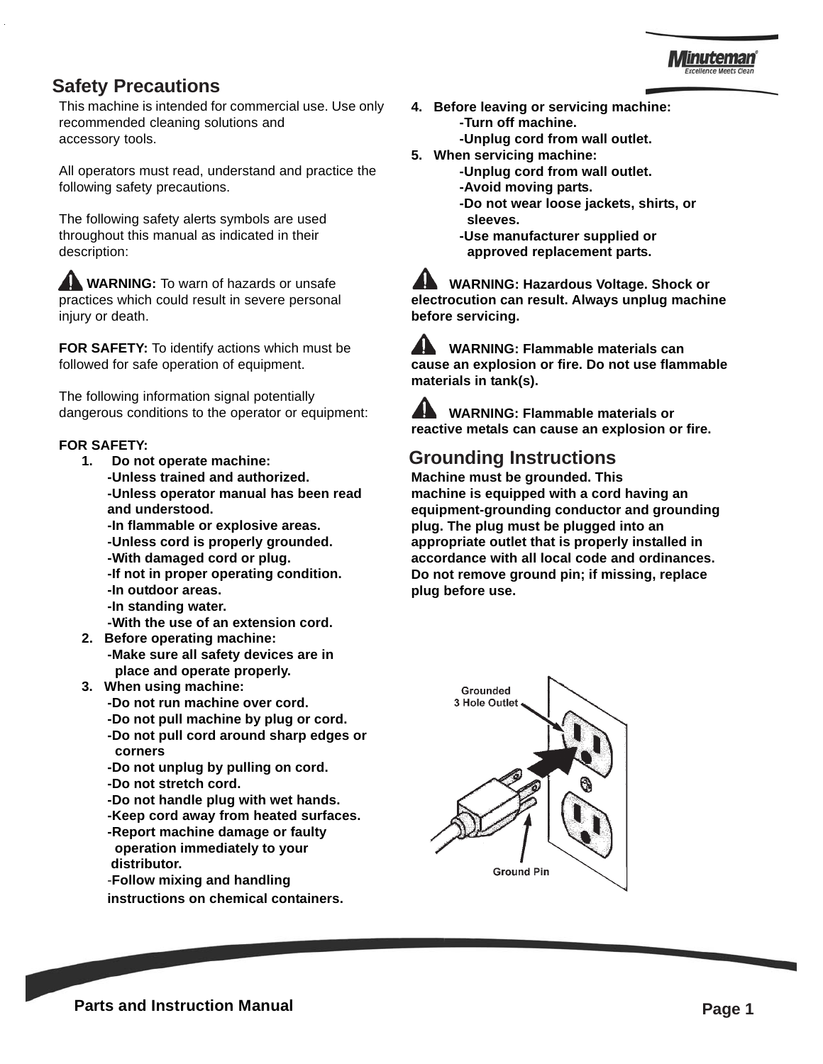## Safety Precautions

This machine is intended for commercial use. Use only recommended cleaning solutions and accessory tools.

All operators must read, understand and practice the following safety precautions.

The following safety alerts symbols are used throughout this manual as indicated in their description:

**WARNING:** To warn of hazards or unsafe practices which could result in severe personal injury or death.

**FOR SAFETY:** To identify actions which must be followed for safe operation of equipment.

The following information signal potentially dangerous conditions to the operator or equipment:

**FOR SAFETY:**

1. **Do not operate machine:**
   - **-Unless trained and authorized.**
   - **-Unless operator manual has been read and understood.**
   - **-In flammable or explosive areas.**
   - **-Unless cord is properly grounded.**
   - **-With damaged cord or plug.**
   - **-If not in proper operating condition.**
   - **-In outdoor areas.**
   - **-In standing water.**
   - **-With the use of an extension cord.**
2. **Before operating machine:**
   - **-Make sure all safety devices are in place and operate properly.**
3. **When using machine:**
   - **-Do not run machine over cord.**
   - **-Do not pull machine by plug or cord.**
   - **-Do not pull cord around sharp edges or corners**
   - **-Do not unplug by pulling on cord.**
   - **-Do not stretch cord.**
   - **-Do not handle plug with wet hands.**
   - **-Keep cord away from heated surfaces.**
   - **-Report machine damage or faulty operation immediately to your distributor.**
   - **-Follow mixing and handling instructions on chemical containers.**
4. **Before leaving or servicing machine:**
   - **-Turn off machine.**
   - **-Unplug cord from wall outlet.**
5. **When servicing machine:**
   - **-Unplug cord from wall outlet.**
   - **-Avoid moving parts.**
   - **-Do not wear loose jackets, shirts, or sleeves.**
   - **-Use manufacturer supplied or approved replacement parts.**

**WARNING: Hazardous Voltage. Shock or electrocution can result. Always unplug machine before servicing.**

**WARNING: Flammable materials can cause an explosion or fire. Do not use flammable materials in tank(s).**

**WARNING: Flammable materials or reactive metals can cause an explosion or fire.**

## Grounding Instructions

**Machine must be grounded. This machine is equipped with a cord having an equipment-grounding conductor and grounding plug. The plug must be plugged into an appropriate outlet that is properly installed in accordance with all local code and ordinances. Do not remove ground pin; if missing, replace plug before use.**

Grounded 3 Hole Outlet

Ground Pin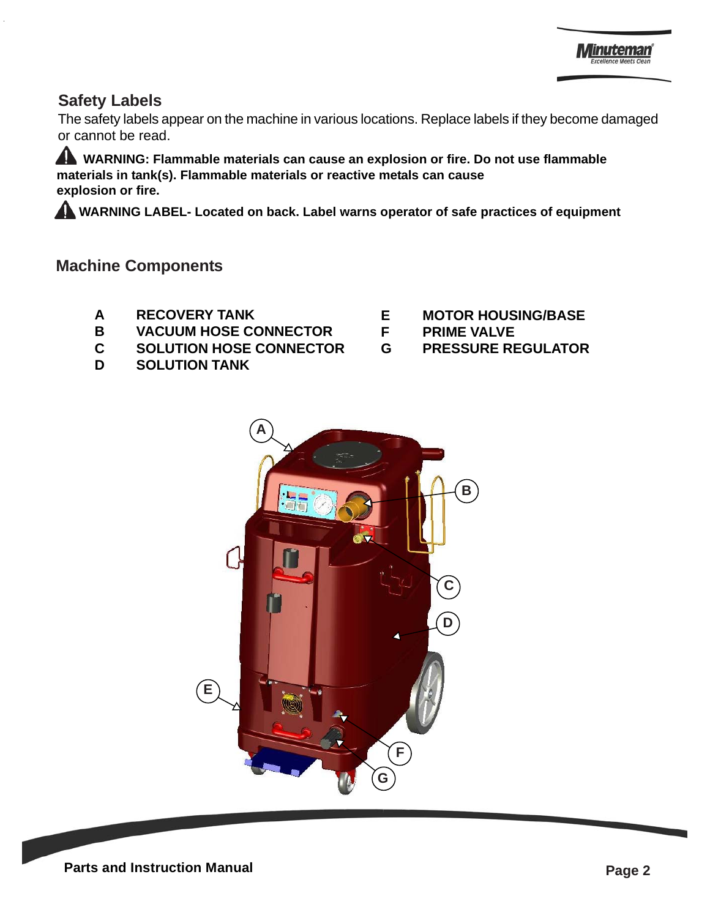## Safety Labels

The safety labels appear on the machine in various locations. Replace labels if they become damaged or cannot be read.

⚠ **WARNING: Flammable materials can cause an explosion or fire. Do not use flammable materials in tank(s). Flammable materials or reactive metals can cause explosion or fire.**

⚠ **WARNING LABEL- Located on back. Label warns operator of safe practices of equipment**

## Machine Components

| | | | |
|---|---|---|---|
| **A** | **RECOVERY TANK** | **E** | **MOTOR HOUSING/BASE** |
| **B** | **VACUUM HOSE CONNECTOR** | **F** | **PRIME VALVE** |
| **C** | **SOLUTION HOSE CONNECTOR** | **G** | **PRESSURE REGULATOR** |
| **D** | **SOLUTION TANK** | | |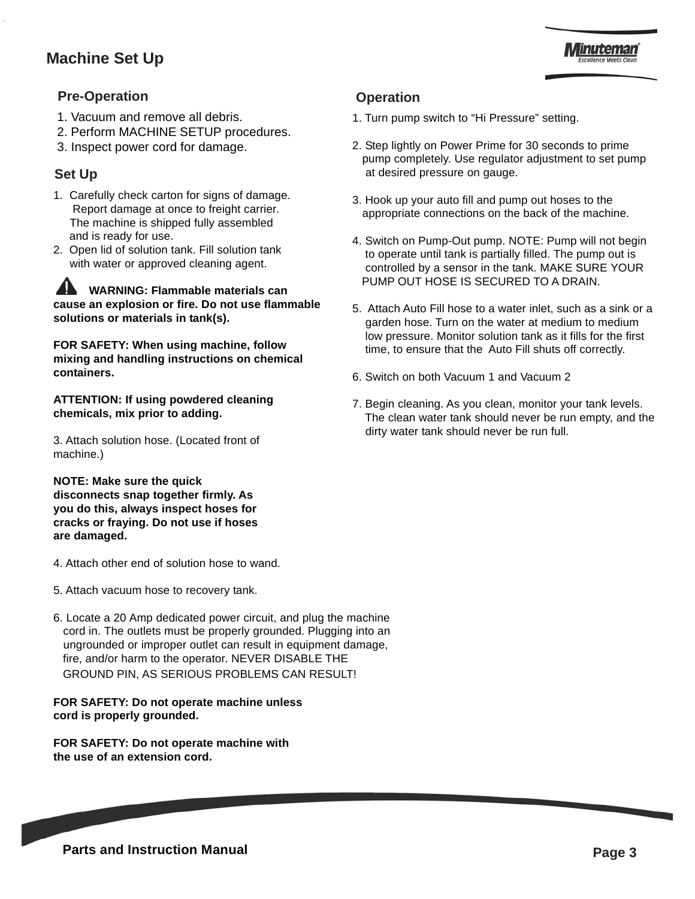# Machine Set Up

## Pre-Operation

1. Vacuum and remove all debris.
2. Perform MACHINE SETUP procedures.
3. Inspect power cord for damage.

## Set Up

1. Carefully check carton for signs of damage. Report damage at once to freight carrier. The machine is shipped fully assembled and is ready for use.
2. Open lid of solution tank. Fill solution tank with water or approved cleaning agent.

**⚠ WARNING: Flammable materials can cause an explosion or fire. Do not use flammable solutions or materials in tank(s).**

**FOR SAFETY: When using machine, follow mixing and handling instructions on chemical containers.**

**ATTENTION: If using powdered cleaning chemicals, mix prior to adding.**

3. Attach solution hose. (Located front of machine.)

**NOTE: Make sure the quick disconnects snap together firmly. As you do this, always inspect hoses for cracks or fraying. Do not use if hoses are damaged.**

4. Attach other end of solution hose to wand.

5. Attach vacuum hose to recovery tank.

6. Locate a 20 Amp dedicated power circuit, and plug the machine cord in. The outlets must be properly grounded. Plugging into an ungrounded or improper outlet can result in equipment damage, fire, and/or harm to the operator. NEVER DISABLE THE GROUND PIN, AS SERIOUS PROBLEMS CAN RESULT!

**FOR SAFETY: Do not operate machine unless cord is properly grounded.**

**FOR SAFETY: Do not operate machine with the use of an extension cord.**

## Operation

1. Turn pump switch to “Hi Pressure” setting.

2. Step lightly on Power Prime for 30 seconds to prime pump completely. Use regulator adjustment to set pump at desired pressure on gauge.

3. Hook up your auto fill and pump out hoses to the appropriate connections on the back of the machine.

4. Switch on Pump-Out pump. NOTE: Pump will not begin to operate until tank is partially filled. The pump out is controlled by a sensor in the tank. MAKE SURE YOUR PUMP OUT HOSE IS SECURED TO A DRAIN.

5. Attach Auto Fill hose to a water inlet, such as a sink or a garden hose. Turn on the water at medium to medium low pressure. Monitor solution tank as it fills for the first time, to ensure that the Auto Fill shuts off correctly.

6. Switch on both Vacuum 1 and Vacuum 2

7. Begin cleaning. As you clean, monitor your tank levels. The clean water tank should never be run empty, and the dirty water tank should never be run full.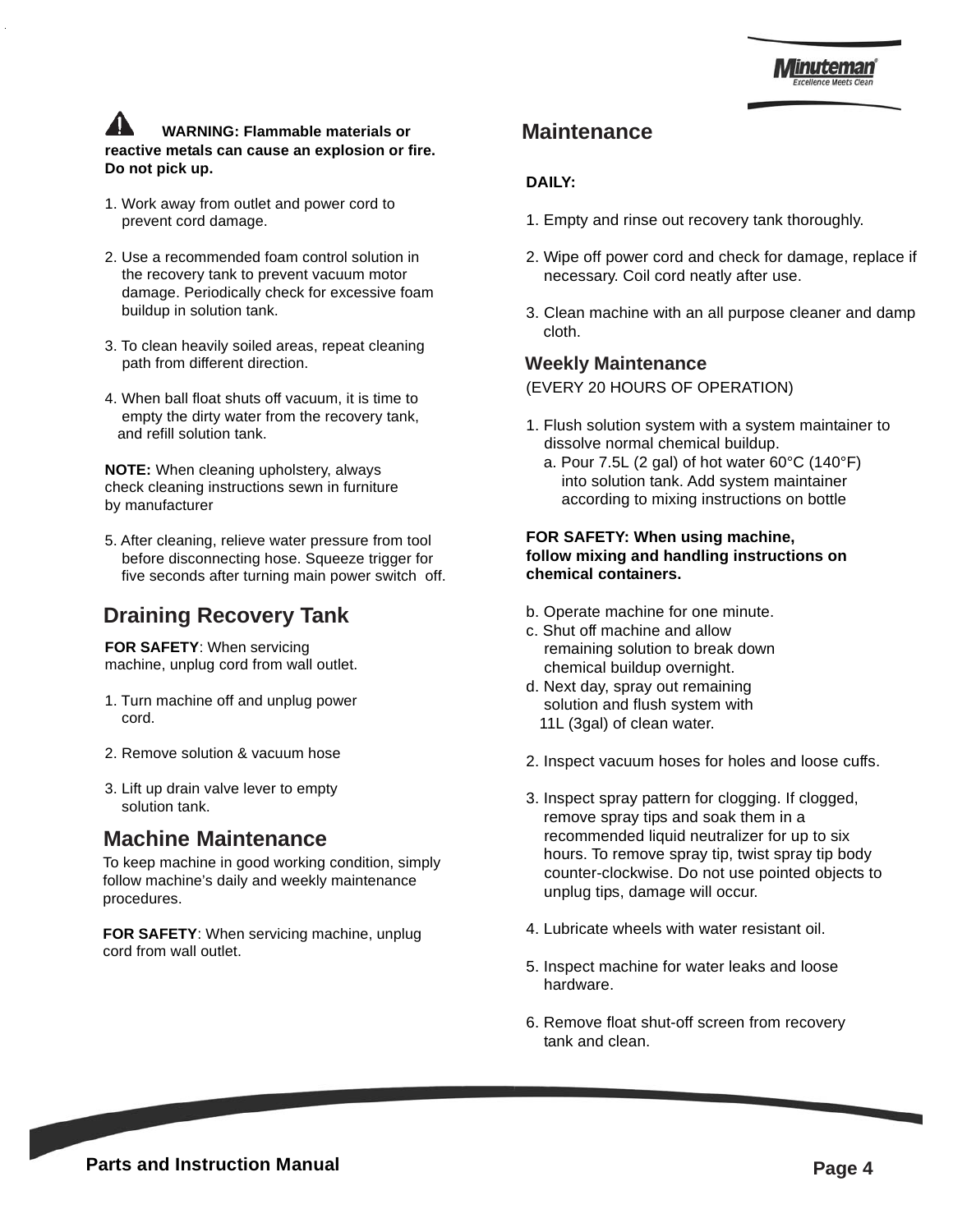**WARNING: Flammable materials or reactive metals can cause an explosion or fire. Do not pick up.**

1. Work away from outlet and power cord to prevent cord damage.

2. Use a recommended foam control solution in the recovery tank to prevent vacuum motor damage. Periodically check for excessive foam buildup in solution tank.

3. To clean heavily soiled areas, repeat cleaning path from different direction.

4. When ball float shuts off vacuum, it is time to empty the dirty water from the recovery tank, and refill solution tank.

**NOTE:** When cleaning upholstery, always check cleaning instructions sewn in furniture by manufacturer

5. After cleaning, relieve water pressure from tool before disconnecting hose. Squeeze trigger for five seconds after turning main power switch off.

## Draining Recovery Tank

**FOR SAFETY**: When servicing machine, unplug cord from wall outlet.

1. Turn machine off and unplug power cord.

2. Remove solution & vacuum hose

3. Lift up drain valve lever to empty solution tank.

## Machine Maintenance

To keep machine in good working condition, simply follow machine's daily and weekly maintenance procedures.

**FOR SAFETY**: When servicing machine, unplug cord from wall outlet.

## Maintenance

**DAILY:**

1. Empty and rinse out recovery tank thoroughly.

2. Wipe off power cord and check for damage, replace if necessary. Coil cord neatly after use.

3. Clean machine with an all purpose cleaner and damp cloth.

### Weekly Maintenance

(EVERY 20 HOURS OF OPERATION)

1. Flush solution system with a system maintainer to dissolve normal chemical buildup.
   a. Pour 7.5L (2 gal) of hot water 60°C (140°F) into solution tank. Add system maintainer according to mixing instructions on bottle

   **FOR SAFETY: When using machine, follow mixing and handling instructions on chemical containers.**

   b. Operate machine for one minute.
   c. Shut off machine and allow remaining solution to break down chemical buildup overnight.
   d. Next day, spray out remaining solution and flush system with 11L (3gal) of clean water.

2. Inspect vacuum hoses for holes and loose cuffs.

3. Inspect spray pattern for clogging. If clogged, remove spray tips and soak them in a recommended liquid neutralizer for up to six hours. To remove spray tip, twist spray tip body counter-clockwise. Do not use pointed objects to unplug tips, damage will occur.

4. Lubricate wheels with water resistant oil.

5. Inspect machine for water leaks and loose hardware.

6. Remove float shut-off screen from recovery tank and clean.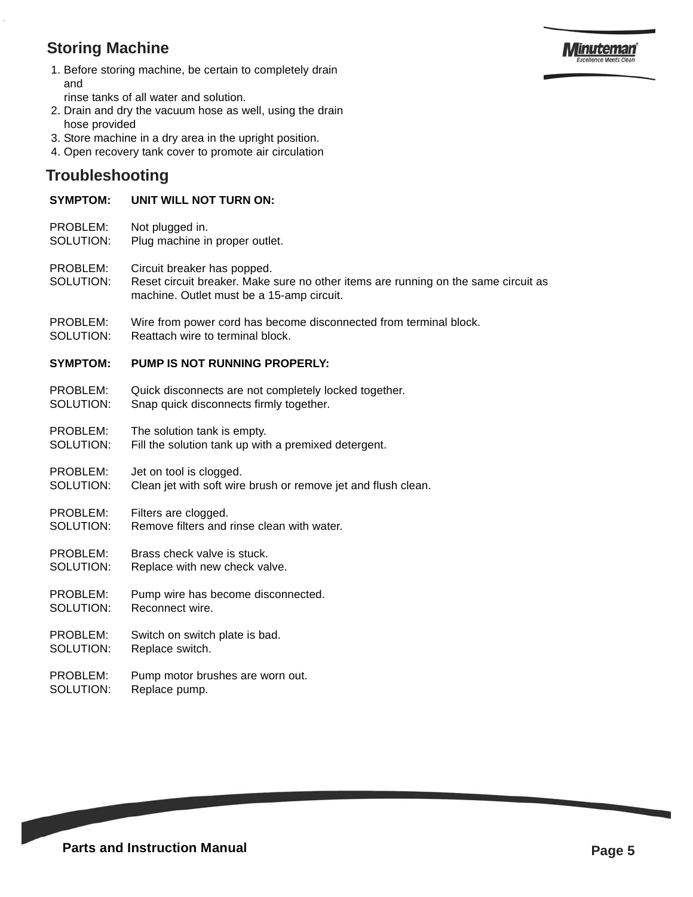## Storing Machine

1. Before storing machine, be certain to completely drain and rinse tanks of all water and solution.
2. Drain and dry the vacuum hose as well, using the drain hose provided
3. Store machine in a dry area in the upright position.
4. Open recovery tank cover to promote air circulation

## Troubleshooting

**SYMPTOM: UNIT WILL NOT TURN ON:**

PROBLEM: Not plugged in.
SOLUTION: Plug machine in proper outlet.

PROBLEM: Circuit breaker has popped.
SOLUTION: Reset circuit breaker. Make sure no other items are running on the same circuit as machine. Outlet must be a 15-amp circuit.

PROBLEM: Wire from power cord has become disconnected from terminal block.
SOLUTION: Reattach wire to terminal block.

**SYMPTOM: PUMP IS NOT RUNNING PROPERLY:**

PROBLEM: Quick disconnects are not completely locked together.
SOLUTION: Snap quick disconnects firmly together.

PROBLEM: The solution tank is empty.
SOLUTION: Fill the solution tank up with a premixed detergent.

PROBLEM: Jet on tool is clogged.
SOLUTION: Clean jet with soft wire brush or remove jet and flush clean.

PROBLEM: Filters are clogged.
SOLUTION: Remove filters and rinse clean with water.

PROBLEM: Brass check valve is stuck.
SOLUTION: Replace with new check valve.

PROBLEM: Pump wire has become disconnected.
SOLUTION: Reconnect wire.

PROBLEM: Switch on switch plate is bad.
SOLUTION: Replace switch.

PROBLEM: Pump motor brushes are worn out.
SOLUTION: Replace pump.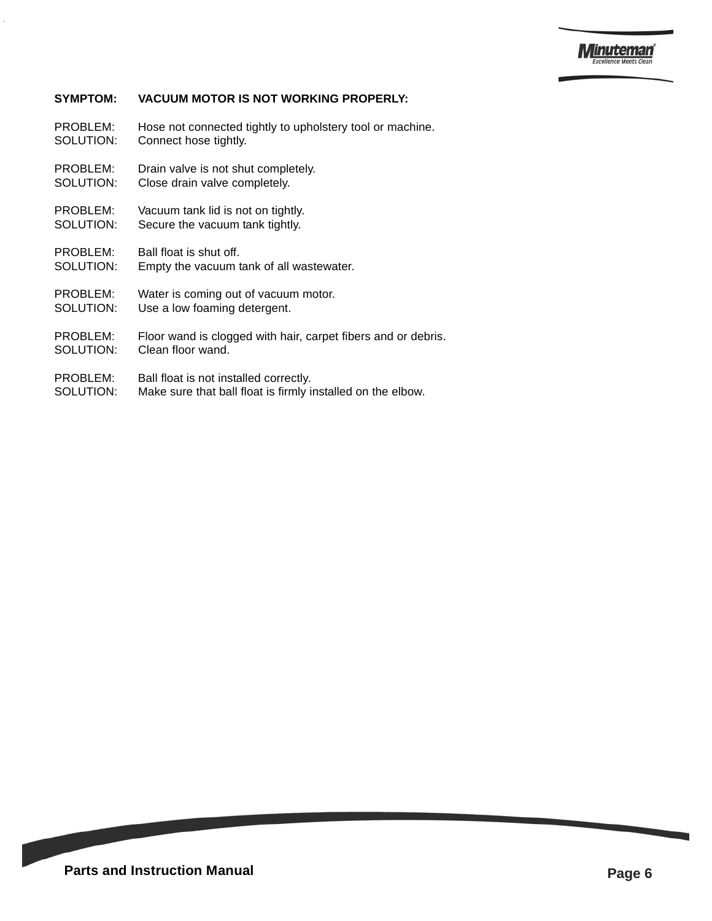**SYMPTOM: VACUUM MOTOR IS NOT WORKING PROPERLY:**

PROBLEM: Hose not connected tightly to upholstery tool or machine.
SOLUTION: Connect hose tightly.

PROBLEM: Drain valve is not shut completely.
SOLUTION: Close drain valve completely.

PROBLEM: Vacuum tank lid is not on tightly.
SOLUTION: Secure the vacuum tank tightly.

PROBLEM: Ball float is shut off.
SOLUTION: Empty the vacuum tank of all wastewater.

PROBLEM: Water is coming out of vacuum motor.
SOLUTION: Use a low foaming detergent.

PROBLEM: Floor wand is clogged with hair, carpet fibers and or debris.
SOLUTION: Clean floor wand.

PROBLEM: Ball float is not installed correctly.
SOLUTION: Make sure that ball float is firmly installed on the elbow.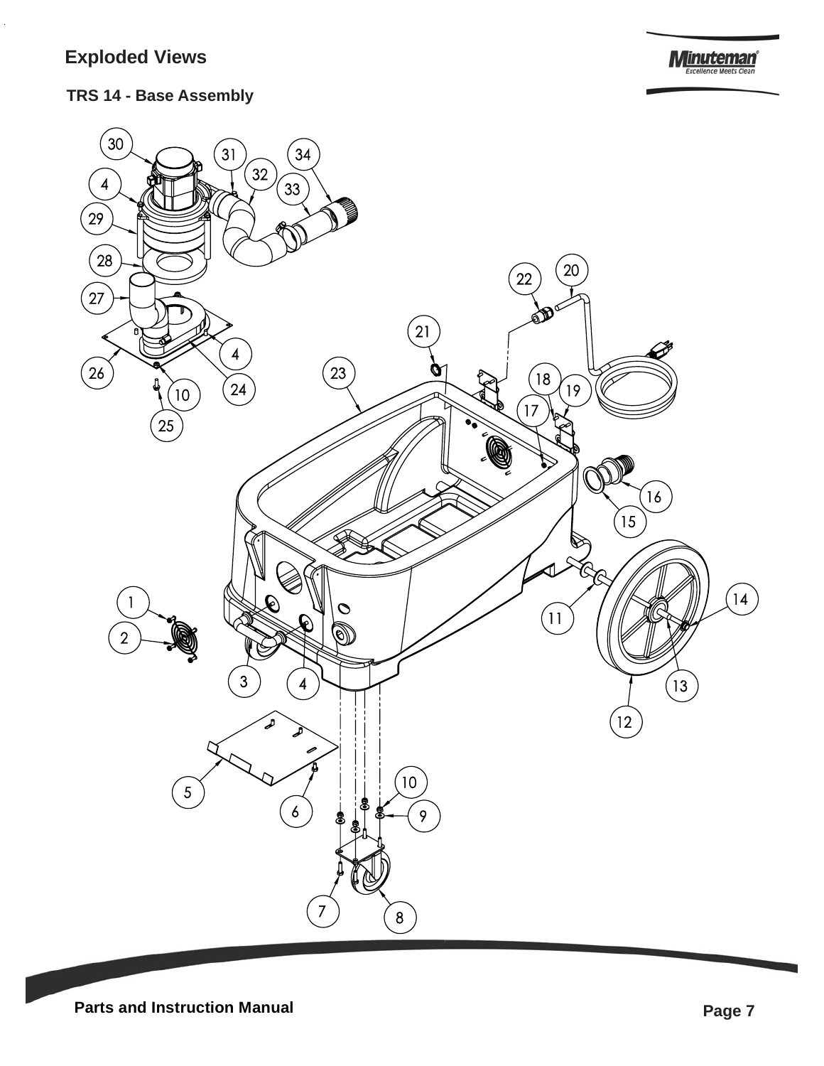# Exploded Views

## TRS 14 - Base Assembly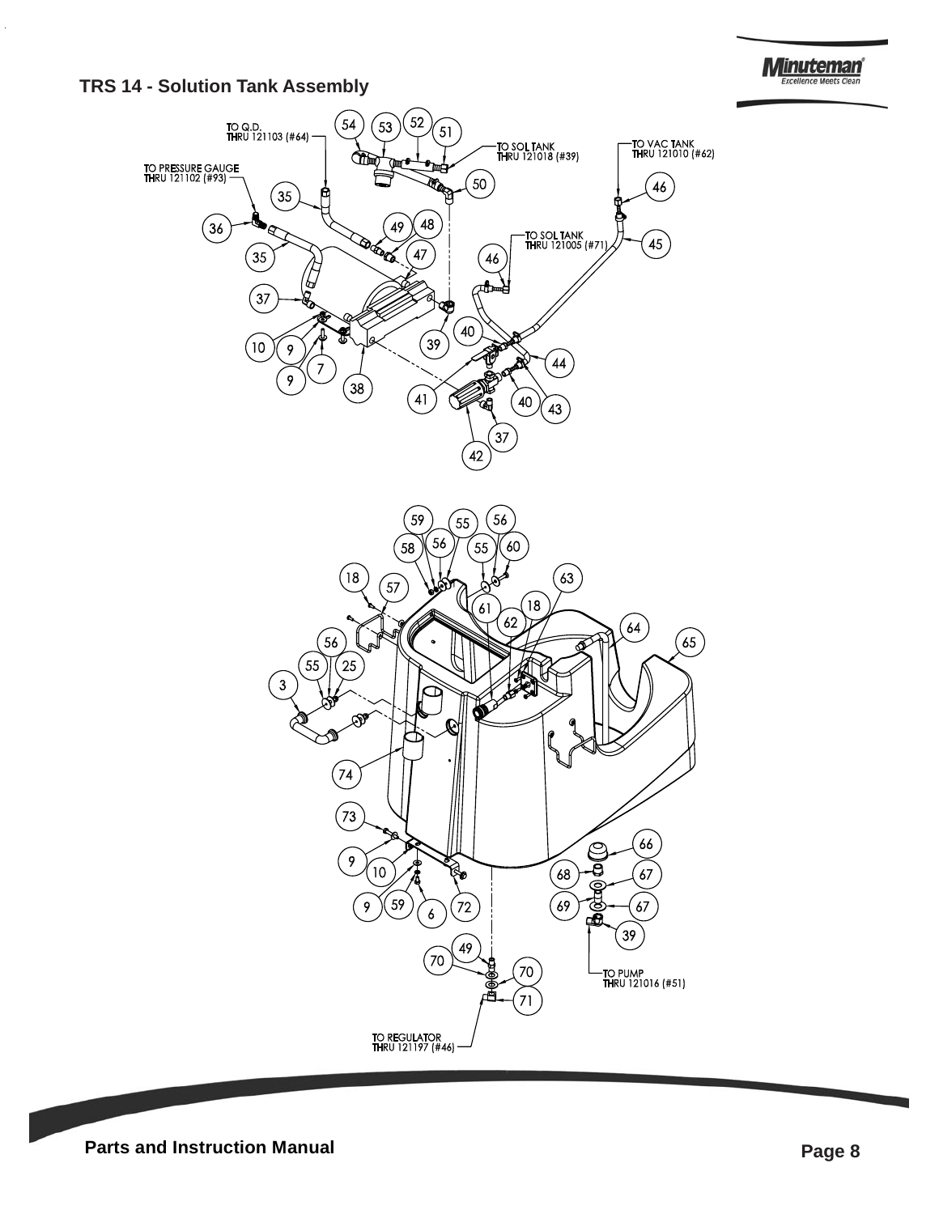## TRS 14 - Solution Tank Assembly

TO Q.D. THRU 121103 (#64)

TO PRESSURE GAUGE THRU 121102 (#93)

TO SOL TANK THRU 121018 (#39)

TO VAC TANK THRU 121010 (#62)

TO SOL TANK THRU 121005 (#71)

TO PUMP THRU 121016 (#51)

TO REGULATOR THRU 121197 (#46)

Parts and Instruction Manual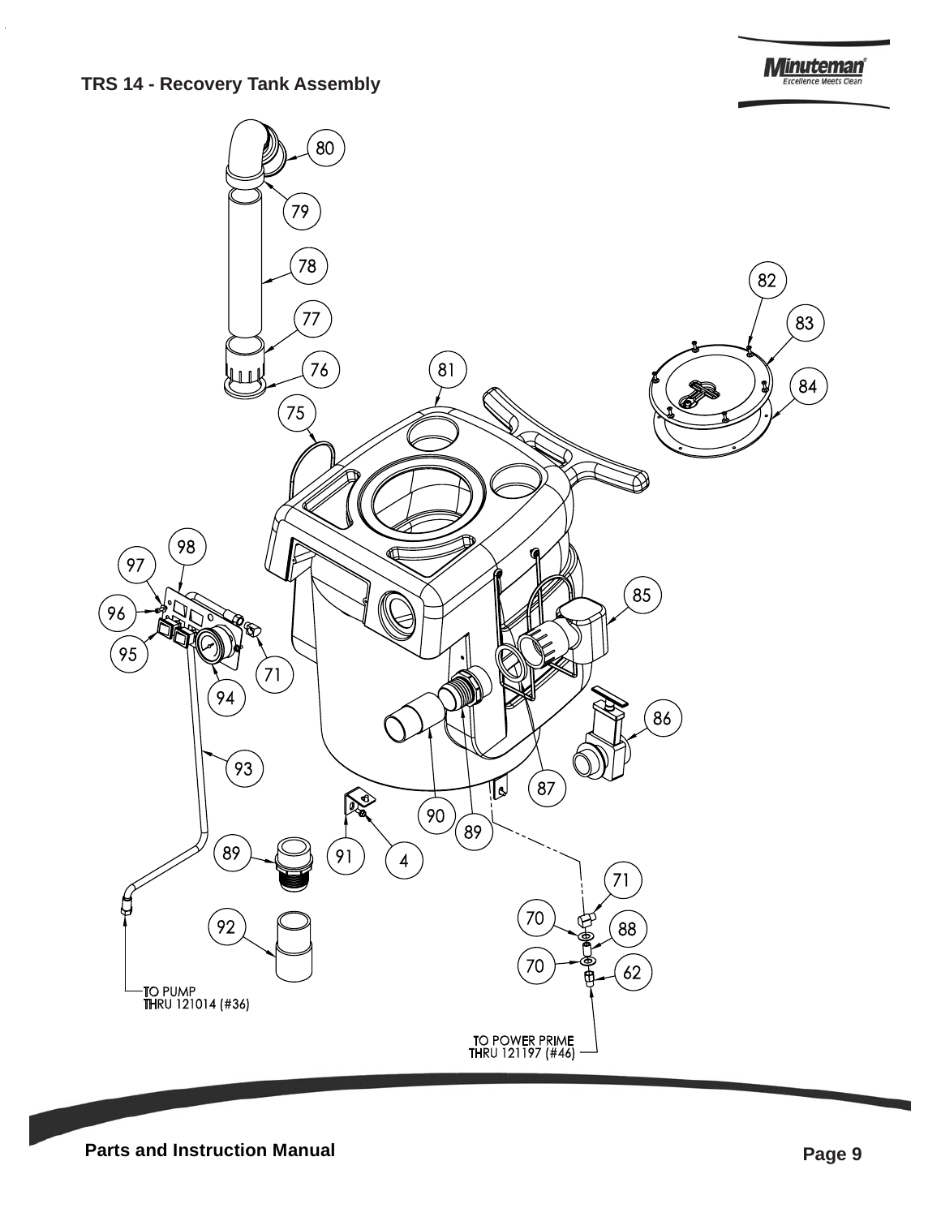## TRS 14 - Recovery Tank Assembly

80

79

78

77

76

75

81

82

83

84

98

97

96

95

94

71

85

86

87

90

89

93

89

91

4

92

71

70

88

70

62

TO PUMP
THRU 121014 (#36)

TO POWER PRIME
THRU 121197 (#46)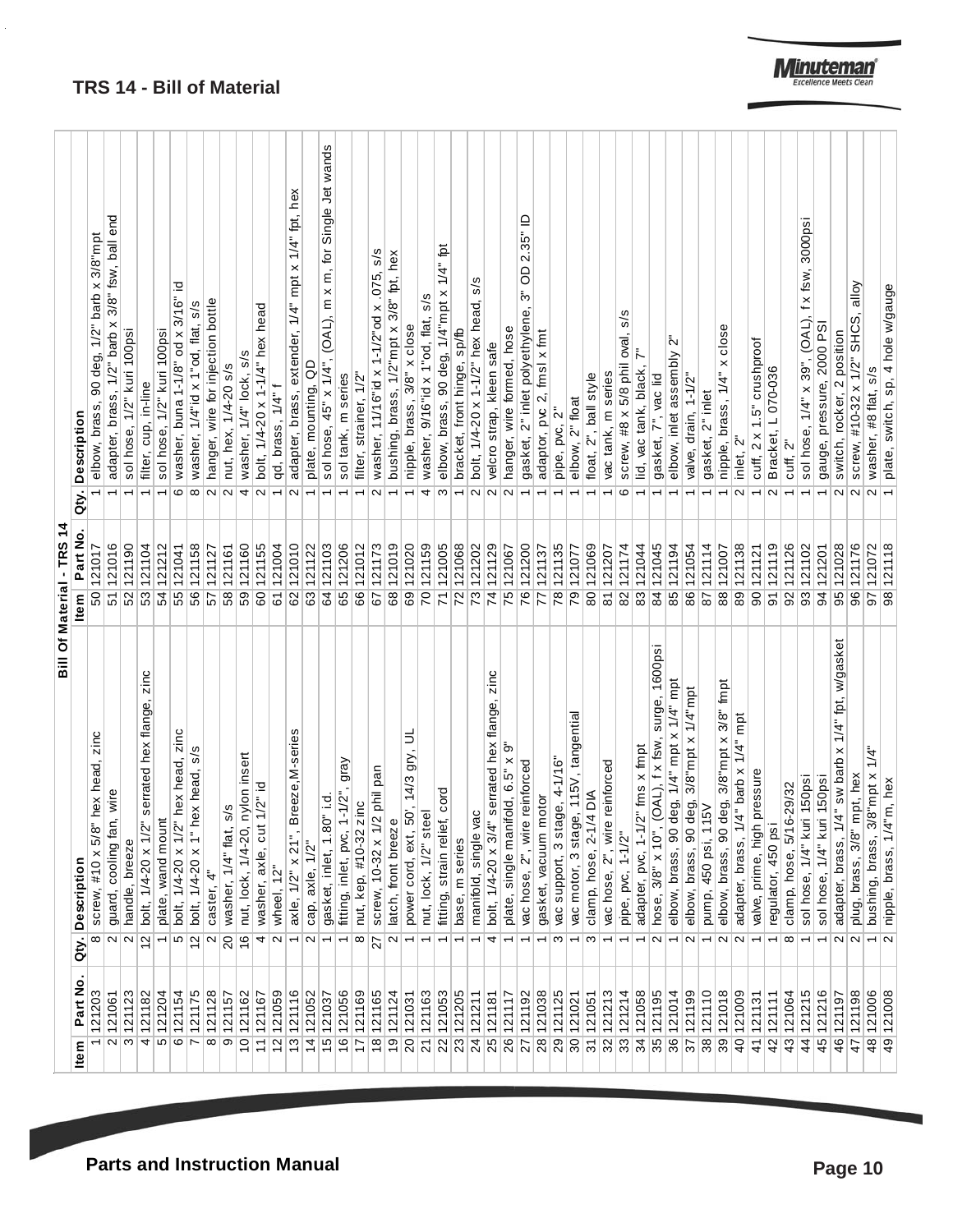## TRS 14 - Bill of Material

| Item | Part No. | Qty. | Description | Item | Part No. | Qty. | Description |
|---|---|---|---|---|---|---|---|
| 1 | 121203 | 8 | screw, #10 x 5/8" hex head, zinc | 50 | 121017 | 1 | elbow, brass, 90 deg, 1/2" barb x 3/8"mpt |
| 2 | 121061 | 2 | guard, cooling fan, wire | 51 | 121016 | 1 | adapter, brass, 1/2" barb x 3/8" fsw, ball end |
| 3 | 121123 | 2 | handle, breeze | 52 | 121190 | 1 | sol hose, 1/2" kuri 100psi |
| 4 | 121182 | 12 | bolt, 1/4-20 x 1/2" serrated hex flange, zinc | 53 | 121104 | 1 | filter, cup, in-line |
| 5 | 121204 | 1 | plate, wand mount | 54 | 121212 | 1 | sol hose, 1/2" kuri 100psi |
| 6 | 121154 | 5 | bolt, 1/4-20 x 1/2" hex head, zinc | 55 | 121041 | 6 | washer, buna 1-1/8" od x 3/16" id |
| 7 | 121175 | 12 | bolt, 1/4-20 x 1" hex head, s/s | 56 | 121158 | 8 | washer, 1/4"id x 1"od, flat, s/s |
| 8 | 121128 | 2 | caster, 4" | 57 | 121127 | 2 | hanger, wire for injection bottle |
| 9 | 121157 | 20 | washer, 1/4" flat, s/s | 58 | 121161 | 2 | nut, hex, 1/4-20 s/s |
| 10 | 121162 | 16 | nut, lock, 1/4-20, nylon insert | 59 | 121160 | 4 | washer, 1/4" lock, s/s |
| 11 | 121167 | 4 | washer, axle, cut 1/2" id | 60 | 121155 | 2 | bolt, 1/4-20 x 1-1/4" hex head |
| 12 | 121059 | 2 | wheel, 12" | 61 | 121004 | 1 | qd, brass, 1/4" f |
| 13 | 121116 | 1 | axle, 1/2" x 21", Breeze,M-series | 62 | 121010 | 2 | adapter, brass, extender, 1/4" mpt x 1/4" fpt, hex |
| 14 | 121052 | 2 | cap, axle, 1/2" | 63 | 121122 | 1 | plate, mounting, QD |
| 15 | 121037 | 1 | gasket, inlet, 1.80" i.d. | 64 | 121103 | 1 | sol hose, 45" x 1/4", (OAL), m x m, for Single Jet wands |
| 16 | 121056 | 1 | fitting, inlet, pvc, 1-1/2", gray | 65 | 121206 | 1 | sol tank, m series |
| 17 | 121169 | 8 | nut, kep, #10-32 zinc | 66 | 121012 | 1 | filter, strainer, 1/2" |
| 18 | 121165 | 27 | screw, 10-32 x 1/2 phil pan | 67 | 121173 | 2 | washer, 11/16"id x 1-1/2"od x .075, s/s |
| 19 | 121124 | 2 | latch, front breeze | 68 | 121019 | 1 | bushing, brass, 1/2"mpt x 3/8" fpt, hex |
| 20 | 121031 | 1 | power cord, ext, 50', 14/3 gry, UL | 69 | 121020 | 1 | nipple, brass, 3/8" x close |
| 21 | 121163 | 1 | nut, lock, 1/2" steel | 70 | 121159 | 4 | washer, 9/16"id x 1"od, flat, s/s |
| 22 | 121053 | 1 | fitting, strain relief, cord | 71 | 121005 | 3 | elbow, brass, 90 deg, 1/4"mpt x 1/4" fpt |
| 23 | 121205 | 1 | base, m series | 72 | 121068 | 1 | bracket, front hinge, sp/fb |
| 24 | 121211 | 1 | manifold, single vac | 73 | 121202 | 2 | bolt, 1/4-20 x 1-1/2" hex head, s/s |
| 25 | 121181 | 4 | bolt, 1/4-20 x 3/4" serrated hex flange, zinc | 74 | 121129 | 2 | velcro strap, kleen safe |
| 26 | 121117 | 1 | plate, single manifold, 6.5" x 9" | 75 | 121067 | 2 | hanger, wire formed, hose |
| 27 | 121192 | 1 | vac hose, 2", wire reinforced | 76 | 121200 | 1 | gasket, 2" inlet polyethylene, 3" OD 2.35" ID |
| 28 | 121038 | 1 | gasket, vacuum motor | 77 | 121137 | 1 | adaptor, pvc 2, fmsl x fmt |
| 29 | 121125 | 3 | vac support, 3 stage, 4-1/16" | 78 | 121135 | 1 | pipe, pvc, 2" |
| 30 | 121021 | 1 | vac motor, 3 stage, 115V, tangential | 79 | 121077 | 1 | elbow, 2" float |
| 31 | 121051 | 3 | clamp, hose, 2-1/4 DIA | 80 | 121069 | 1 | float, 2", ball style |
| 32 | 121213 | 1 | vac hose, 2", wire reinforced | 81 | 121207 | 1 | vac tank, m series |
| 33 | 121214 | 1 | pipe, pvc, 1-1/2" | 82 | 121174 | 6 | screw, #8 x 5/8 phil oval, s/s |
| 34 | 121058 | 1 | adapter, pvc, 1-1/2" fms x fmpt | 83 | 121044 | 1 | lid, vac tank, black, 7" |
| 35 | 121195 | 2 | hose, 3/8" x 10", (OAL), f x fsw, surge, 1600psi | 84 | 121045 | 1 | gasket, 7", vac lid |
| 36 | 121014 | 1 | elbow, brass, 90 deg, 1/4" mpt x 1/4" mpt | 85 | 121194 | 1 | elbow, inlet assembly 2" |
| 37 | 121199 | 2 | elbow, brass, 90 deg, 3/8"mpt x 1/4"mpt | 86 | 121054 | 1 | valve, drain, 1-1/2" |
| 38 | 121110 | 1 | pump, 450 psi, 115V | 87 | 121114 | 1 | gasket, 2" inlet |
| 39 | 121018 | 2 | elbow, brass, 90 deg, 3/8"mpt x 3/8" fmpt | 88 | 121007 | 1 | nipple, brass, 1/4" x close |
| 40 | 121009 | 2 | adapter, brass, 1/4" barb x 1/4" mpt | 89 | 121138 | 2 | inlet, 2" |
| 41 | 121131 | 1 | valve, prime, high pressure | 90 | 121121 | 1 | cuff, 2 x 1.5" crushproof |
| 42 | 121111 | 1 | regulator, 450 psi | 91 | 121119 | 2 | Bracket, L 070-036 |
| 43 | 121064 | 8 | clamp, hose, 5/16-29/32 | 92 | 121126 | 1 | cuff, 2" |
| 44 | 121215 | 1 | sol hose, 1/4" kuri 150psi | 93 | 121102 | 1 | sol hose, 1/4" x 39", (OAL), f x fsw, 3000psi |
| 45 | 121216 | 1 | sol hose, 1/4" kuri 150psi | 94 | 121201 | 1 | gauge, pressure, 2000 PSI |
| 46 | 121197 | 2 | adapter, brass, 1/4" sw barb x 1/4" fpt, w/gasket | 95 | 121028 | 2 | switch, rocker, 2 position |
| 47 | 121198 | 2 | plug, brass, 3/8" mpt, hex | 96 | 121176 | 2 | screw, #10-32 x 1/2" SHCS, alloy |
| 48 | 121006 | 1 | bushing, brass, 3/8"mpt x 1/4" | 97 | 121072 | 2 | washer, #8 flat, s/s |
| 49 | 121008 | 2 | nipple, brass, 1/4"m, hex | 98 | 121118 | 1 | plate, switch, sp, 4 hole w/gauge |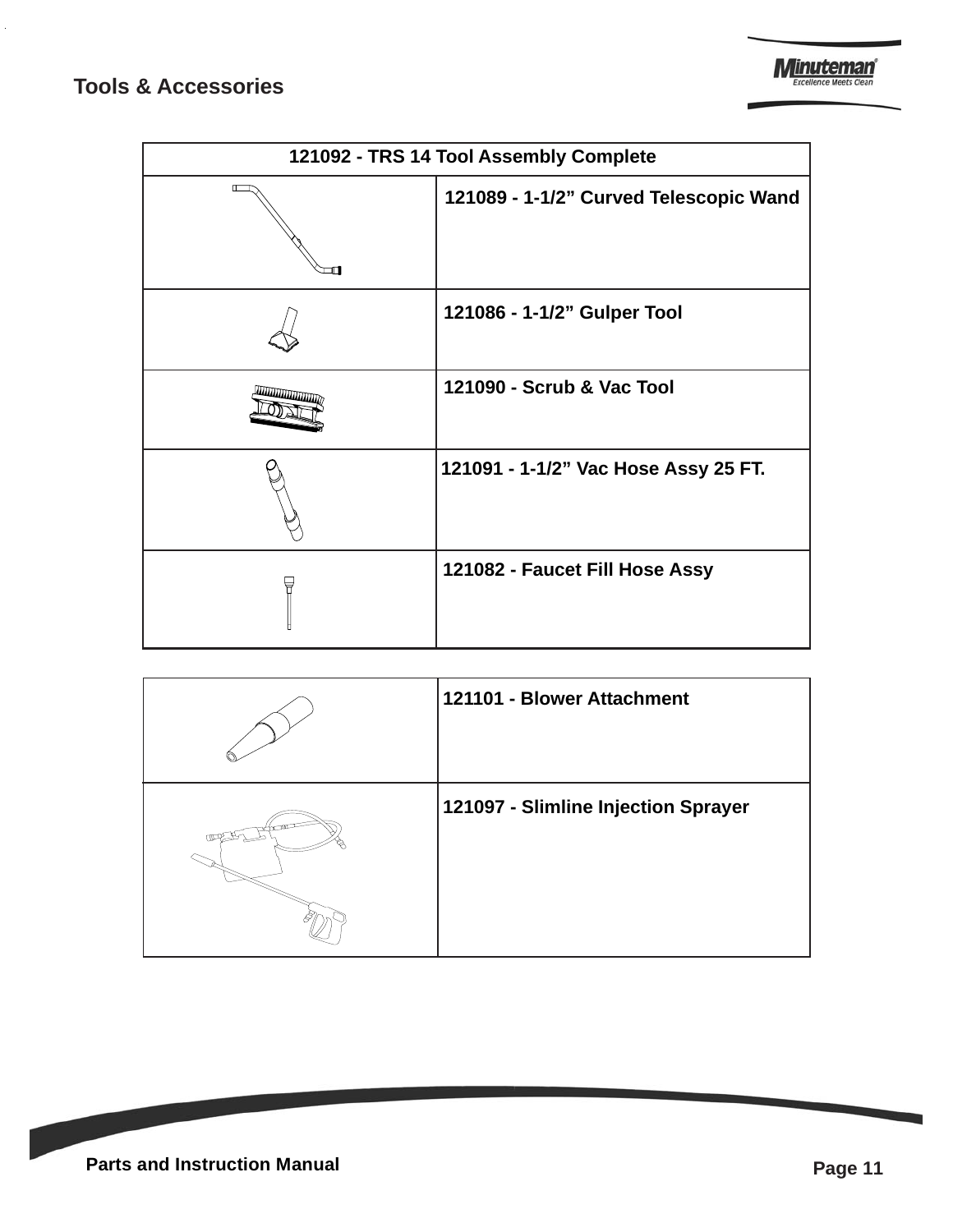## Tools & Accessories

| 121092 - TRS 14 Tool Assembly Complete | |
|---|---|
| | 121089 - 1-1/2” Curved Telescopic Wand |
| | 121086 - 1-1/2” Gulper Tool |
| | 121090 - Scrub & Vac Tool |
| | 121091 - 1-1/2” Vac Hose Assy 25 FT. |
| | 121082 - Faucet Fill Hose Assy |

| | |
|---|---|
| | 121101 - Blower Attachment |
| | 121097 - Slimline Injection Sprayer |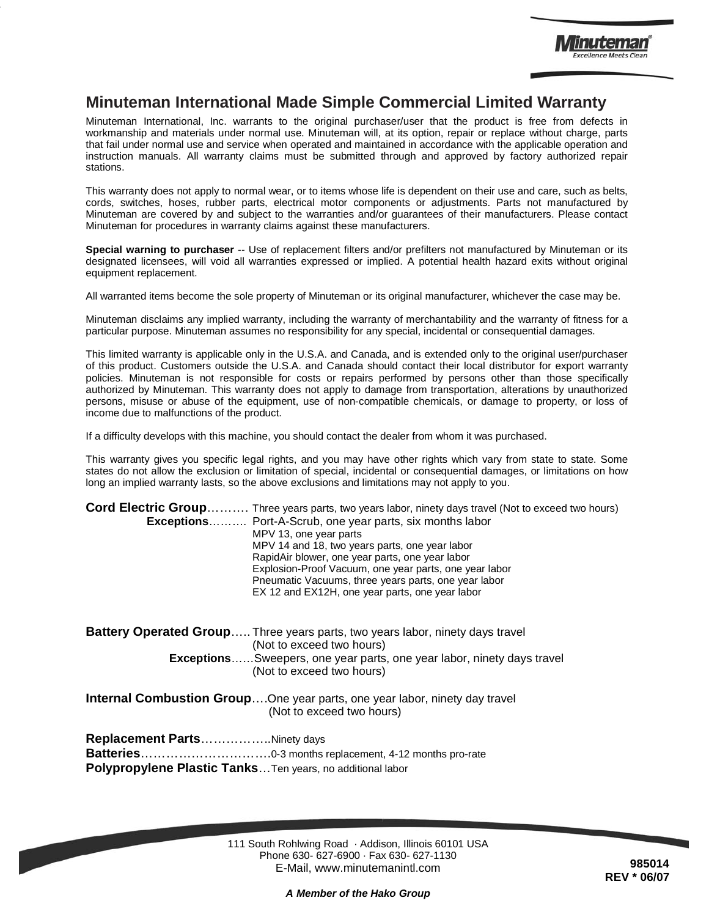# Minuteman International Made Simple Commercial Limited Warranty

Minuteman International, Inc. warrants to the original purchaser/user that the product is free from defects in workmanship and materials under normal use. Minuteman will, at its option, repair or replace without charge, parts that fail under normal use and service when operated and maintained in accordance with the applicable operation and instruction manuals. All warranty claims must be submitted through and approved by factory authorized repair stations.

This warranty does not apply to normal wear, or to items whose life is dependent on their use and care, such as belts, cords, switches, hoses, rubber parts, electrical motor components or adjustments. Parts not manufactured by Minuteman are covered by and subject to the warranties and/or guarantees of their manufacturers. Please contact Minuteman for procedures in warranty claims against these manufacturers.

**Special warning to purchaser** -- Use of replacement filters and/or prefilters not manufactured by Minuteman or its designated licensees, will void all warranties expressed or implied. A potential health hazard exits without original equipment replacement.

All warranted items become the sole property of Minuteman or its original manufacturer, whichever the case may be.

Minuteman disclaims any implied warranty, including the warranty of merchantability and the warranty of fitness for a particular purpose. Minuteman assumes no responsibility for any special, incidental or consequential damages.

This limited warranty is applicable only in the U.S.A. and Canada, and is extended only to the original user/purchaser of this product. Customers outside the U.S.A. and Canada should contact their local distributor for export warranty policies. Minuteman is not responsible for costs or repairs performed by persons other than those specifically authorized by Minuteman. This warranty does not apply to damage from transportation, alterations by unauthorized persons, misuse or abuse of the equipment, use of non-compatible chemicals, or damage to property, or loss of income due to malfunctions of the product.

If a difficulty develops with this machine, you should contact the dealer from whom it was purchased.

This warranty gives you specific legal rights, and you may have other rights which vary from state to state. Some states do not allow the exclusion or limitation of special, incidental or consequential damages, or limitations on how long an implied warranty lasts, so the above exclusions and limitations may not apply to you.

**Cord Electric Group**………. Three years parts, two years labor, ninety days travel (Not to exceed two hours)
**Exceptions**………. Port-A-Scrub, one year parts, six months labor
MPV 13, one year parts
MPV 14 and 18, two years parts, one year labor
RapidAir blower, one year parts, one year labor
Explosion-Proof Vacuum, one year parts, one year labor
Pneumatic Vacuums, three years parts, one year labor
EX 12 and EX12H, one year parts, one year labor

**Battery Operated Group**….. Three years parts, two years labor, ninety days travel (Not to exceed two hours)
**Exceptions**……Sweepers, one year parts, one year labor, ninety days travel (Not to exceed two hours)

**Internal Combustion Group**….One year parts, one year labor, ninety day travel (Not to exceed two hours)

**Replacement Parts**……………..Ninety days
**Batteries**…………………………..0-3 months replacement, 4-12 months pro-rate
**Polypropylene Plastic Tanks**…Ten years, no additional labor

111 South Rohlwing Road · Addison, Illinois 60101 USA
Phone 630- 627-6900 · Fax 630- 627-1130
E-Mail, www.minutemanintl.com

985014
REV * 06/07

***A Member of the Hako Group***